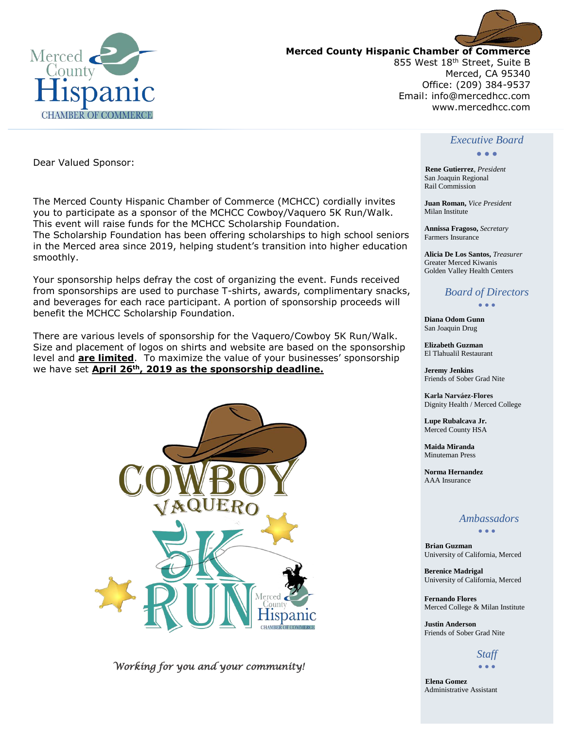**Merced County Hispanic Chamber of Commerce**
855 West 18th Street, Suite B
Merced, CA 95340
Office: (209) 384-9537
Email: info@mercedhcc.com
www.mercedhcc.com

Dear Valued Sponsor:

The Merced County Hispanic Chamber of Commerce (MCHCC) cordially invites you to participate as a sponsor of the MCHCC Cowboy/Vaquero 5K Run/Walk. This event will raise funds for the MCHCC Scholarship Foundation. The Scholarship Foundation has been offering scholarships to high school seniors in the Merced area since 2019, helping student's transition into higher education smoothly.

Your sponsorship helps defray the cost of organizing the event. Funds received from sponsorships are used to purchase T-shirts, awards, complimentary snacks, and beverages for each race participant. A portion of sponsorship proceeds will benefit the MCHCC Scholarship Foundation.

There are various levels of sponsorship for the Vaquero/Cowboy 5K Run/Walk. Size and placement of logos on shirts and website are based on the sponsorship level and **are limited**. To maximize the value of your businesses' sponsorship we have set **April 26th, 2019 as the sponsorship deadline.**

*Working for you and your community!*

## Executive Board

**Rene Gutierrez**, *President*
San Joaquin Regional Rail Commission

**Juan Roman,** *Vice President*
Milan Institute

**Annissa Fragoso,** *Secretary*
Farmers Insurance

**Alicia De Los Santos,** *Treasurer*
Greater Merced Kiwanis
Golden Valley Health Centers

## Board of Directors

**Diana Odom Gunn**
San Joaquin Drug

**Elizabeth Guzman**
El Tlahualil Restaurant

**Jeremy Jenkins**
Friends of Sober Grad Nite

**Karla Narváez-Flores**
Dignity Health / Merced College

**Lupe Rubalcava Jr.**
Merced County HSA

**Maida Miranda**
Minuteman Press

**Norma Hernandez**
AAA Insurance

## Ambassadors

**Brian Guzman**
University of California, Merced

**Berenice Madrigal**
University of California, Merced

**Fernando Flores**
Merced College & Milan Institute

**Justin Anderson**
Friends of Sober Grad Nite

## Staff

**Elena Gomez**
Administrative Assistant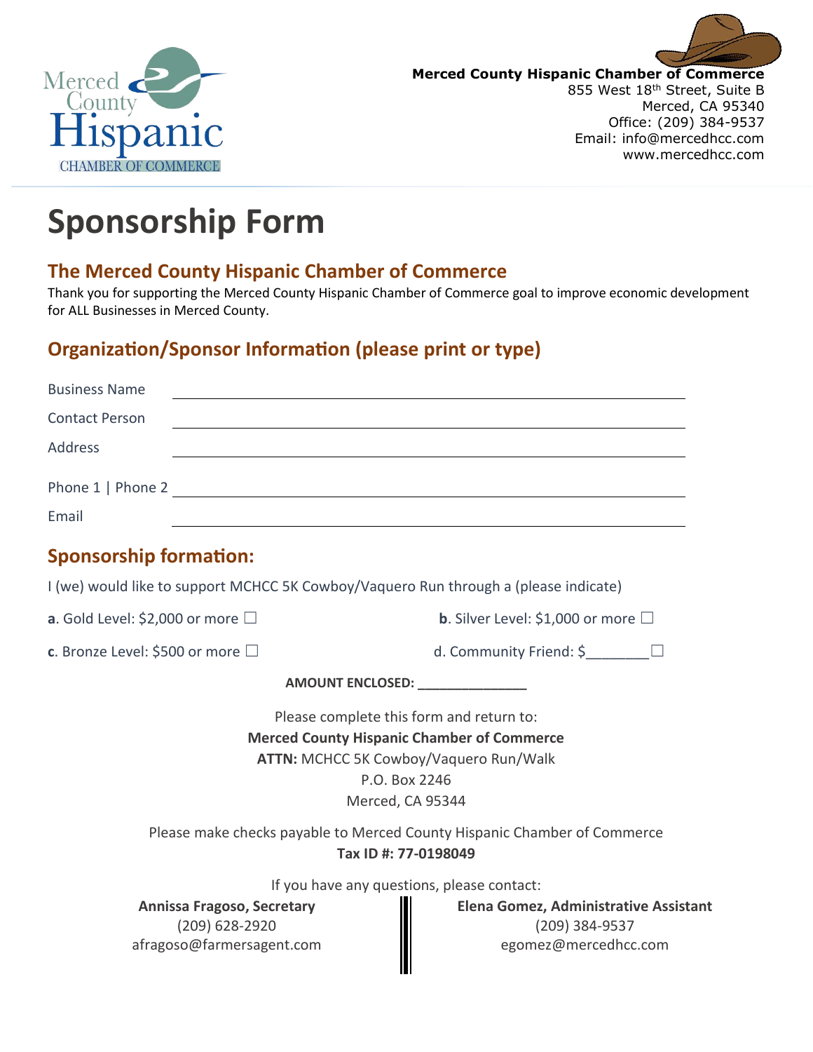Merced County Hispanic Chamber of Commerce

**Merced County Hispanic Chamber of Commerce**
855 West 18th Street, Suite B
Merced, CA 95340
Office: (209) 384-9537
Email: info@mercedhcc.com
www.mercedhcc.com

# Sponsorship Form

## The Merced County Hispanic Chamber of Commerce

Thank you for supporting the Merced County Hispanic Chamber of Commerce goal to improve economic development for ALL Businesses in Merced County.

## Organization/Sponsor Information (please print or type)

Business Name ____________________

Contact Person ____________________

Address ____________________

Phone 1 | Phone 2 ____________________

Email ____________________

## Sponsorship formation:

I (we) would like to support MCHCC 5K Cowboy/Vaquero Run through a (please indicate)

**a**. Gold Level: $2,000 or more ☐

**b**. Silver Level: $1,000 or more ☐

**c**. Bronze Level: $500 or more ☐

d. Community Friend: $________☐

**AMOUNT ENCLOSED: _______________**

Please complete this form and return to:
**Merced County Hispanic Chamber of Commerce**
**ATTN:** MCHCC 5K Cowboy/Vaquero Run/Walk
P.O. Box 2246
Merced, CA 95344

Please make checks payable to Merced County Hispanic Chamber of Commerce
**Tax ID #: 77-0198049**

If you have any questions, please contact:

**Annissa Fragoso, Secretary**
(209) 628-2920
afragoso@farmersagent.com

**Elena Gomez, Administrative Assistant**
(209) 384-9537
egomez@mercedhcc.com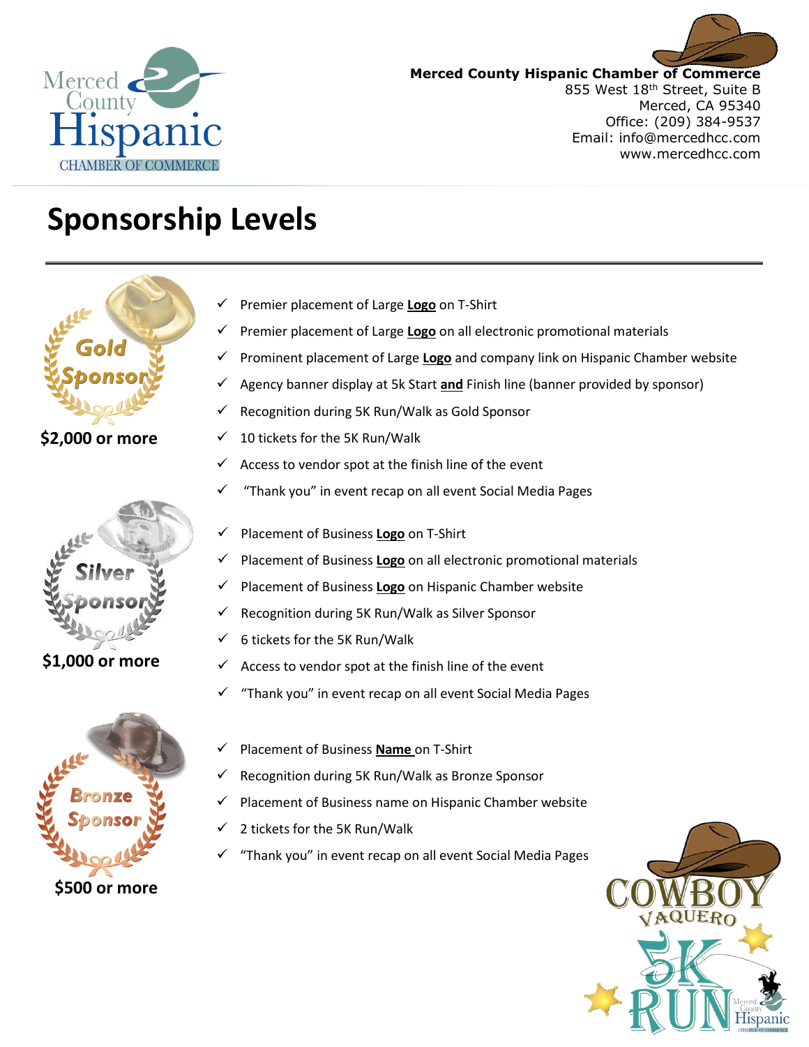Merced County Hispanic Chamber of Commerce

**Merced County Hispanic Chamber of Commerce**
855 West 18th Street, Suite B
Merced, CA 95340
Office: (209) 384-9537
Email: info@mercedhcc.com
www.mercedhcc.com

# Sponsorship Levels

---

**Gold Sponsor**

**$2,000 or more**

- ✓ Premier placement of Large **Logo** on T-Shirt
- ✓ Premier placement of Large **Logo** on all electronic promotional materials
- ✓ Prominent placement of Large **Logo** and company link on Hispanic Chamber website
- ✓ Agency banner display at 5k Start **and** Finish line (banner provided by sponsor)
- ✓ Recognition during 5K Run/Walk as Gold Sponsor
- ✓ 10 tickets for the 5K Run/Walk
- ✓ Access to vendor spot at the finish line of the event
- ✓ "Thank you" in event recap on all event Social Media Pages

**Silver Sponsor**

**$1,000 or more**

- ✓ Placement of Business **Logo** on T-Shirt
- ✓ Placement of Business **Logo** on all electronic promotional materials
- ✓ Placement of Business **Logo** on Hispanic Chamber website
- ✓ Recognition during 5K Run/Walk as Silver Sponsor
- ✓ 6 tickets for the 5K Run/Walk
- ✓ Access to vendor spot at the finish line of the event
- ✓ "Thank you" in event recap on all event Social Media Pages

**Bronze Sponsor**

**$500 or more**

- ✓ Placement of Business **Name** on T-Shirt
- ✓ Recognition during 5K Run/Walk as Bronze Sponsor
- ✓ Placement of Business name on Hispanic Chamber website
- ✓ 2 tickets for the 5K Run/Walk
- ✓ "Thank you" in event recap on all event Social Media Pages

COWBOY VAQUERO 5K RUN